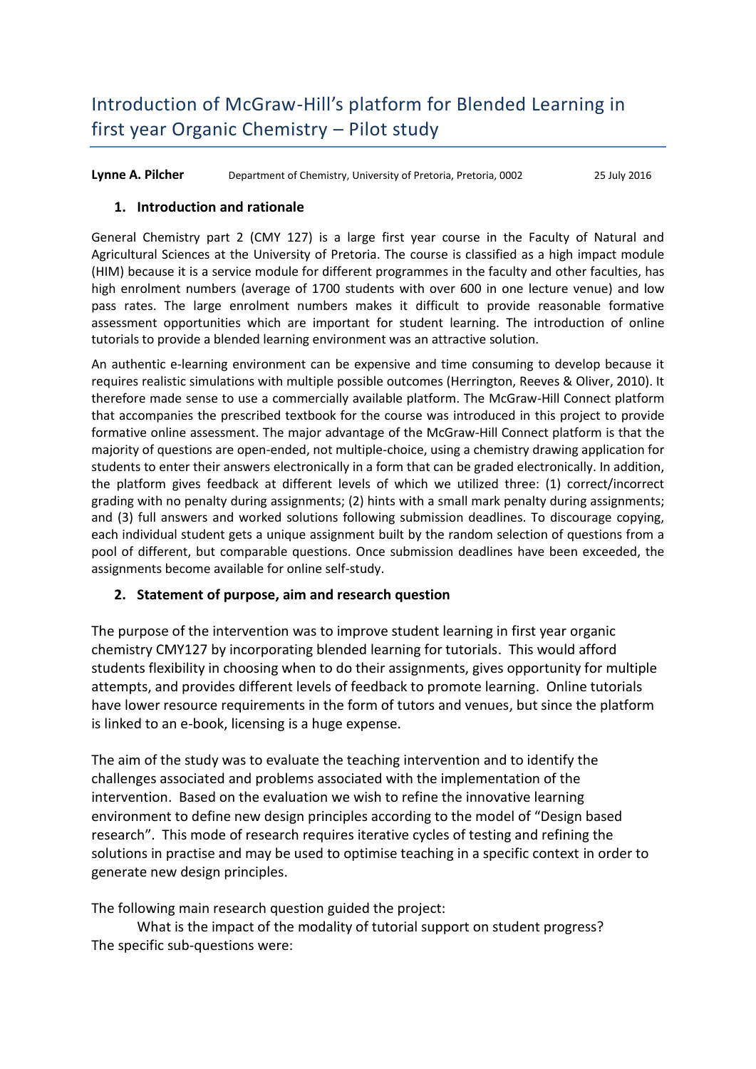# Introduction of McGraw-Hill's platform for Blended Learning in first year Organic Chemistry – Pilot study

**Lynne A. Pilcher** Department of Chemistry, University of Pretoria, Pretoria, 0002 25 July 2016

## 1. Introduction and rationale

General Chemistry part 2 (CMY 127) is a large first year course in the Faculty of Natural and Agricultural Sciences at the University of Pretoria. The course is classified as a high impact module (HIM) because it is a service module for different programmes in the faculty and other faculties, has high enrolment numbers (average of 1700 students with over 600 in one lecture venue) and low pass rates. The large enrolment numbers makes it difficult to provide reasonable formative assessment opportunities which are important for student learning. The introduction of online tutorials to provide a blended learning environment was an attractive solution.

An authentic e-learning environment can be expensive and time consuming to develop because it requires realistic simulations with multiple possible outcomes (Herrington, Reeves & Oliver, 2010). It therefore made sense to use a commercially available platform. The McGraw-Hill Connect platform that accompanies the prescribed textbook for the course was introduced in this project to provide formative online assessment. The major advantage of the McGraw-Hill Connect platform is that the majority of questions are open-ended, not multiple-choice, using a chemistry drawing application for students to enter their answers electronically in a form that can be graded electronically. In addition, the platform gives feedback at different levels of which we utilized three: (1) correct/incorrect grading with no penalty during assignments; (2) hints with a small mark penalty during assignments; and (3) full answers and worked solutions following submission deadlines. To discourage copying, each individual student gets a unique assignment built by the random selection of questions from a pool of different, but comparable questions. Once submission deadlines have been exceeded, the assignments become available for online self-study.

## 2. Statement of purpose, aim and research question

The purpose of the intervention was to improve student learning in first year organic chemistry CMY127 by incorporating blended learning for tutorials. This would afford students flexibility in choosing when to do their assignments, gives opportunity for multiple attempts, and provides different levels of feedback to promote learning. Online tutorials have lower resource requirements in the form of tutors and venues, but since the platform is linked to an e-book, licensing is a huge expense.

The aim of the study was to evaluate the teaching intervention and to identify the challenges associated and problems associated with the implementation of the intervention. Based on the evaluation we wish to refine the innovative learning environment to define new design principles according to the model of "Design based research". This mode of research requires iterative cycles of testing and refining the solutions in practise and may be used to optimise teaching in a specific context in order to generate new design principles.

The following main research question guided the project:

What is the impact of the modality of tutorial support on student progress?

The specific sub-questions were: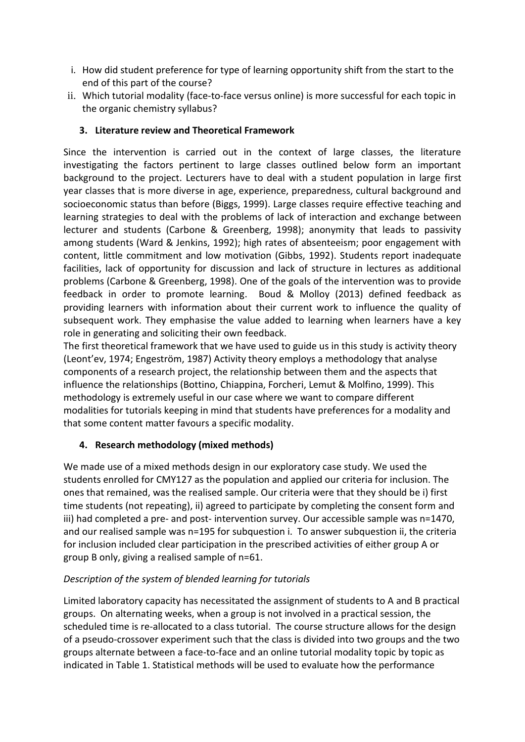i. How did student preference for type of learning opportunity shift from the start to the end of this part of the course?
ii. Which tutorial modality (face-to-face versus online) is more successful for each topic in the organic chemistry syllabus?

## 3. Literature review and Theoretical Framework

Since the intervention is carried out in the context of large classes, the literature investigating the factors pertinent to large classes outlined below form an important background to the project. Lecturers have to deal with a student population in large first year classes that is more diverse in age, experience, preparedness, cultural background and socioeconomic status than before (Biggs, 1999). Large classes require effective teaching and learning strategies to deal with the problems of lack of interaction and exchange between lecturer and students (Carbone & Greenberg, 1998); anonymity that leads to passivity among students (Ward & Jenkins, 1992); high rates of absenteeism; poor engagement with content, little commitment and low motivation (Gibbs, 1992). Students report inadequate facilities, lack of opportunity for discussion and lack of structure in lectures as additional problems (Carbone & Greenberg, 1998). One of the goals of the intervention was to provide feedback in order to promote learning. Boud & Molloy (2013) defined feedback as providing learners with information about their current work to influence the quality of subsequent work. They emphasise the value added to learning when learners have a key role in generating and soliciting their own feedback.

The first theoretical framework that we have used to guide us in this study is activity theory (Leont'ev, 1974; Engeström, 1987) Activity theory employs a methodology that analyse components of a research project, the relationship between them and the aspects that influence the relationships (Bottino, Chiappina, Forcheri, Lemut & Molfino, 1999). This methodology is extremely useful in our case where we want to compare different modalities for tutorials keeping in mind that students have preferences for a modality and that some content matter favours a specific modality.

## 4. Research methodology (mixed methods)

We made use of a mixed methods design in our exploratory case study. We used the students enrolled for CMY127 as the population and applied our criteria for inclusion. The ones that remained, was the realised sample. Our criteria were that they should be i) first time students (not repeating), ii) agreed to participate by completing the consent form and iii) had completed a pre- and post- intervention survey. Our accessible sample was n=1470, and our realised sample was n=195 for subquestion i. To answer subquestion ii, the criteria for inclusion included clear participation in the prescribed activities of either group A or group B only, giving a realised sample of n=61.

*Description of the system of blended learning for tutorials*

Limited laboratory capacity has necessitated the assignment of students to A and B practical groups. On alternating weeks, when a group is not involved in a practical session, the scheduled time is re-allocated to a class tutorial. The course structure allows for the design of a pseudo-crossover experiment such that the class is divided into two groups and the two groups alternate between a face-to-face and an online tutorial modality topic by topic as indicated in Table 1. Statistical methods will be used to evaluate how the performance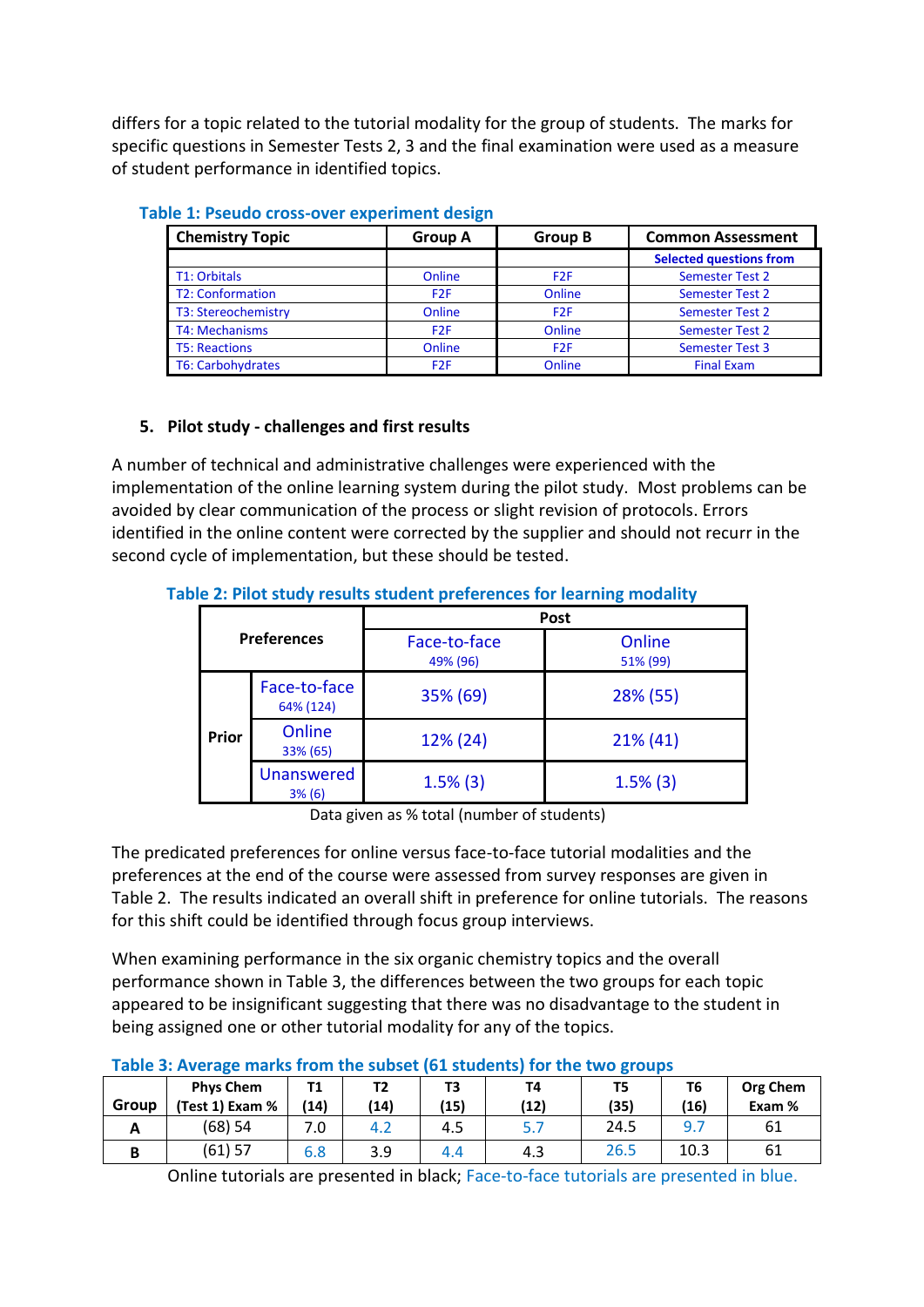differs for a topic related to the tutorial modality for the group of students. The marks for specific questions in Semester Tests 2, 3 and the final examination were used as a measure of student performance in identified topics.

**Table 1: Pseudo cross-over experiment design**

| Chemistry Topic | Group A | Group B | Common Assessment |
|---|---|---|---|
| | | | Selected questions from |
| T1: Orbitals | Online | F2F | Semester Test 2 |
| T2: Conformation | F2F | Online | Semester Test 2 |
| T3: Stereochemistry | Online | F2F | Semester Test 2 |
| T4: Mechanisms | F2F | Online | Semester Test 2 |
| T5: Reactions | Online | F2F | Semester Test 3 |
| T6: Carbohydrates | F2F | Online | Final Exam |

## 5. Pilot study - challenges and first results

A number of technical and administrative challenges were experienced with the implementation of the online learning system during the pilot study. Most problems can be avoided by clear communication of the process or slight revision of protocols. Errors identified in the online content were corrected by the supplier and should not recurr in the second cycle of implementation, but these should be tested.

**Table 2: Pilot study results student preferences for learning modality**

| Preferences | | Post: Face-to-face 49% (96) | Post: Online 51% (99) |
|---|---|---|---|
| Prior | Face-to-face 64% (124) | 35% (69) | 28% (55) |
| | Online 33% (65) | 12% (24) | 21% (41) |
| | Unanswered 3% (6) | 1.5% (3) | 1.5% (3) |

Data given as % total (number of students)

The predicated preferences for online versus face-to-face tutorial modalities and the preferences at the end of the course were assessed from survey responses are given in Table 2. The results indicated an overall shift in preference for online tutorials. The reasons for this shift could be identified through focus group interviews.

When examining performance in the six organic chemistry topics and the overall performance shown in Table 3, the differences between the two groups for each topic appeared to be insignificant suggesting that there was no disadvantage to the student in being assigned one or other tutorial modality for any of the topics.

**Table 3: Average marks from the subset (61 students) for the two groups**

| Group | Phys Chem (Test 1) Exam % | T1 (14) | T2 (14) | T3 (15) | T4 (12) | T5 (35) | T6 (16) | Org Chem Exam % |
|---|---|---|---|---|---|---|---|---|
| A | (68) 54 | 7.0 | 4.2 | 4.5 | 5.7 | 24.5 | 9.7 | 61 |
| B | (61) 57 | 6.8 | 3.9 | 4.4 | 4.3 | 26.5 | 10.3 | 61 |

Online tutorials are presented in black; Face-to-face tutorials are presented in blue.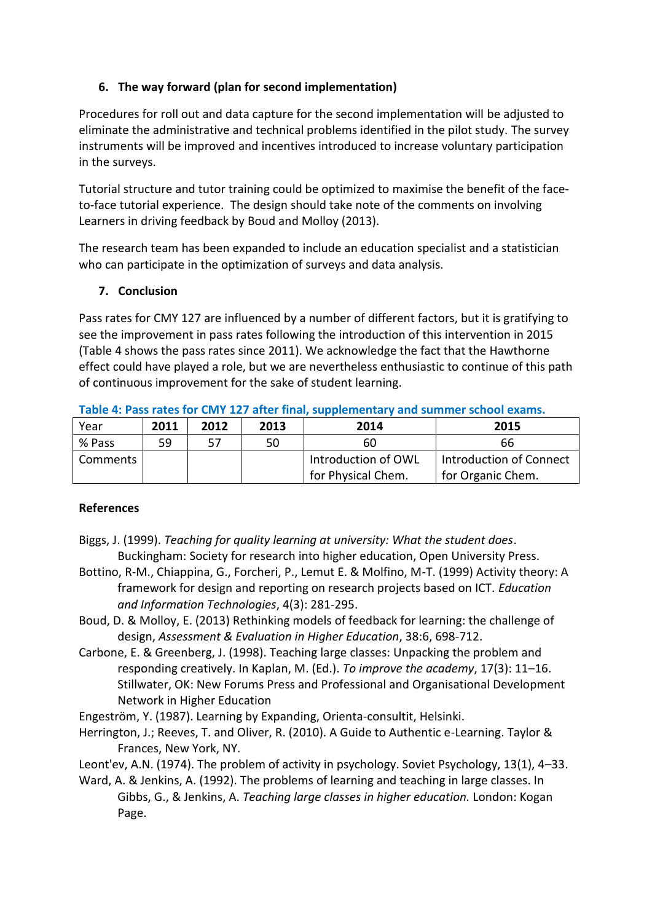### 6. The way forward (plan for second implementation)

Procedures for roll out and data capture for the second implementation will be adjusted to eliminate the administrative and technical problems identified in the pilot study. The survey instruments will be improved and incentives introduced to increase voluntary participation in the surveys.

Tutorial structure and tutor training could be optimized to maximise the benefit of the face-to-face tutorial experience. The design should take note of the comments on involving Learners in driving feedback by Boud and Molloy (2013).

The research team has been expanded to include an education specialist and a statistician who can participate in the optimization of surveys and data analysis.

### 7. Conclusion

Pass rates for CMY 127 are influenced by a number of different factors, but it is gratifying to see the improvement in pass rates following the introduction of this intervention in 2015 (Table 4 shows the pass rates since 2011). We acknowledge the fact that the Hawthorne effect could have played a role, but we are nevertheless enthusiastic to continue of this path of continuous improvement for the sake of student learning.

**Table 4: Pass rates for CMY 127 after final, supplementary and summer school exams.**

| Year | 2011 | 2012 | 2013 | 2014 | 2015 |
|---|---|---|---|---|---|
| % Pass | 59 | 57 | 50 | 60 | 66 |
| Comments | | | | Introduction of OWL for Physical Chem. | Introduction of Connect for Organic Chem. |

**References**

Biggs, J. (1999). *Teaching for quality learning at university: What the student does*. Buckingham: Society for research into higher education, Open University Press.

Bottino, R-M., Chiappina, G., Forcheri, P., Lemut E. & Molfino, M-T. (1999) Activity theory: A framework for design and reporting on research projects based on ICT. *Education and Information Technologies*, 4(3): 281-295.

Boud, D. & Molloy, E. (2013) Rethinking models of feedback for learning: the challenge of design, *Assessment & Evaluation in Higher Education*, 38:6, 698-712.

Carbone, E. & Greenberg, J. (1998). Teaching large classes: Unpacking the problem and responding creatively. In Kaplan, M. (Ed.). *To improve the academy*, 17(3): 11–16. Stillwater, OK: New Forums Press and Professional and Organisational Development Network in Higher Education

Engeström, Y. (1987). Learning by Expanding, Orienta-consultit, Helsinki.

Herrington, J.; Reeves, T. and Oliver, R. (2010). A Guide to Authentic e-Learning. Taylor & Frances, New York, NY.

Leont'ev, A.N. (1974). The problem of activity in psychology. Soviet Psychology, 13(1), 4–33.

Ward, A. & Jenkins, A. (1992). The problems of learning and teaching in large classes. In Gibbs, G., & Jenkins, A. *Teaching large classes in higher education.* London: Kogan Page.